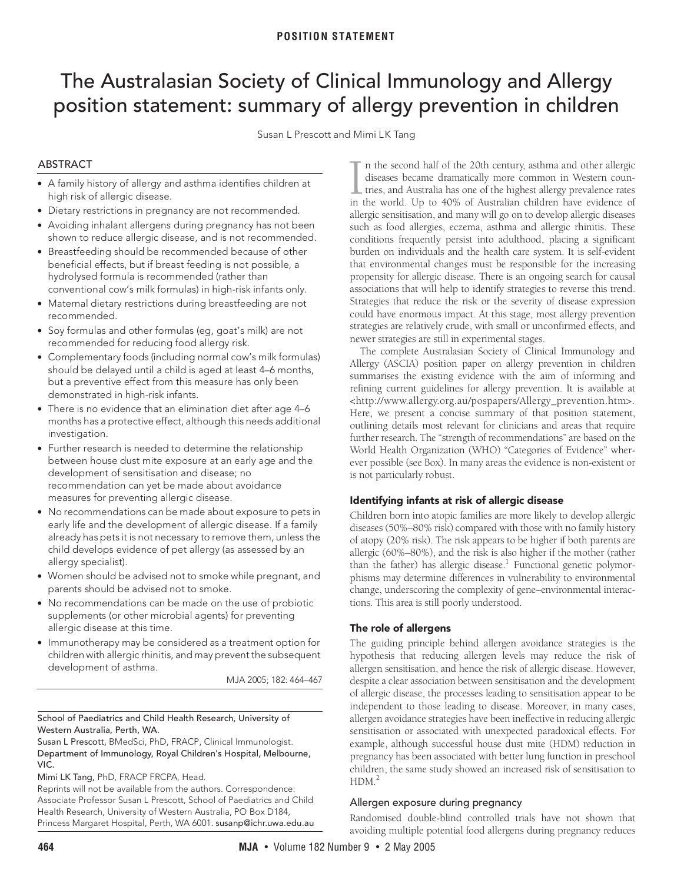POSITION STATEMENT

# The Australasian Society of Clinical Immunology and Allergy position statement: summary of allergy prevention in children

Susan L Prescott and Mimi LK Tang

## ABSTRACT

- A family history of allergy and asthma identifies children at high risk of allergic disease.
- Dietary restrictions in pregnancy are not recommended.
- Avoiding inhalant allergens during pregnancy has not been shown to reduce allergic disease, and is not recommended.
- Breastfeeding should be recommended because of other beneficial effects, but if breast feeding is not possible, a hydrolysed formula is recommended (rather than conventional cow's milk formulas) in high-risk infants only.
- Maternal dietary restrictions during breastfeeding are not recommended.
- Soy formulas and other formulas (eg, goat's milk) are not recommended for reducing food allergy risk.
- Complementary foods (including normal cow's milk formulas) should be delayed until a child is aged at least 4–6 months, but a preventive effect from this measure has only been demonstrated in high-risk infants.
- There is no evidence that an elimination diet after age 4–6 months has a protective effect, although this needs additional investigation.
- Further research is needed to determine the relationship between house dust mite exposure at an early age and the development of sensitisation and disease; no recommendation can yet be made about avoidance measures for preventing allergic disease.
- No recommendations can be made about exposure to pets in early life and the development of allergic disease. If a family already has pets it is not necessary to remove them, unless the child develops evidence of pet allergy (as assessed by an allergy specialist).
- Women should be advised not to smoke while pregnant, and parents should be advised not to smoke.
- No recommendations can be made on the use of probiotic supplements (or other microbial agents) for preventing allergic disease at this time.
- Immunotherapy may be considered as a treatment option for children with allergic rhinitis, and may prevent the subsequent development of asthma.

MJA 2005; 182: 464–467

School of Paediatrics and Child Health Research, University of Western Australia, Perth, WA.
Susan L Prescott, BMedSci, PhD, FRACP, Clinical Immunologist.
Department of Immunology, Royal Children's Hospital, Melbourne, VIC.
Mimi LK Tang, PhD, FRACP FRCPA, Head.
Reprints will not be available from the authors. Correspondence: Associate Professor Susan L Prescott, School of Paediatrics and Child Health Research, University of Western Australia, PO Box D184, Princess Margaret Hospital, Perth, WA 6001. susanp@ichr.uwa.edu.au

In the second half of the 20th century, asthma and other allergic diseases became dramatically more common in Western countries, and Australia has one of the highest allergy prevalence rates in the world. Up to 40% of Australian children have evidence of allergic sensitisation, and many will go on to develop allergic diseases such as food allergies, eczema, asthma and allergic rhinitis. These conditions frequently persist into adulthood, placing a significant burden on individuals and the health care system. It is self-evident that environmental changes must be responsible for the increasing propensity for allergic disease. There is an ongoing search for causal associations that will help to identify strategies to reverse this trend. Strategies that reduce the risk or the severity of disease expression could have enormous impact. At this stage, most allergy prevention strategies are relatively crude, with small or unconfirmed effects, and newer strategies are still in experimental stages.

The complete Australasian Society of Clinical Immunology and Allergy (ASCIA) position paper on allergy prevention in children summarises the existing evidence with the aim of informing and refining current guidelines for allergy prevention. It is available at <http://www.allergy.org.au/pospapers/Allergy_prevention.htm>. Here, we present a concise summary of that position statement, outlining details most relevant for clinicians and areas that require further research. The "strength of recommendations" are based on the World Health Organization (WHO) "Categories of Evidence" wherever possible (see Box). In many areas the evidence is non-existent or is not particularly robust.

### Identifying infants at risk of allergic disease

Children born into atopic families are more likely to develop allergic diseases (50%–80% risk) compared with those with no family history of atopy (20% risk). The risk appears to be higher if both parents are allergic (60%–80%), and the risk is also higher if the mother (rather than the father) has allergic disease.[1] Functional genetic polymorphisms may determine differences in vulnerability to environmental change, underscoring the complexity of gene–environmental interactions. This area is still poorly understood.

### The role of allergens

The guiding principle behind allergen avoidance strategies is the hypothesis that reducing allergen levels may reduce the risk of allergen sensitisation, and hence the risk of allergic disease. However, despite a clear association between sensitisation and the development of allergic disease, the processes leading to sensitisation appear to be independent to those leading to disease. Moreover, in many cases, allergen avoidance strategies have been ineffective in reducing allergic sensitisation or associated with unexpected paradoxical effects. For example, although successful house dust mite (HDM) reduction in pregnancy has been associated with better lung function in preschool children, the same study showed an increased risk of sensitisation to HDM.[2]

#### Allergen exposure during pregnancy

Randomised double-blind controlled trials have not shown that avoiding multiple potential food allergens during pregnancy reduces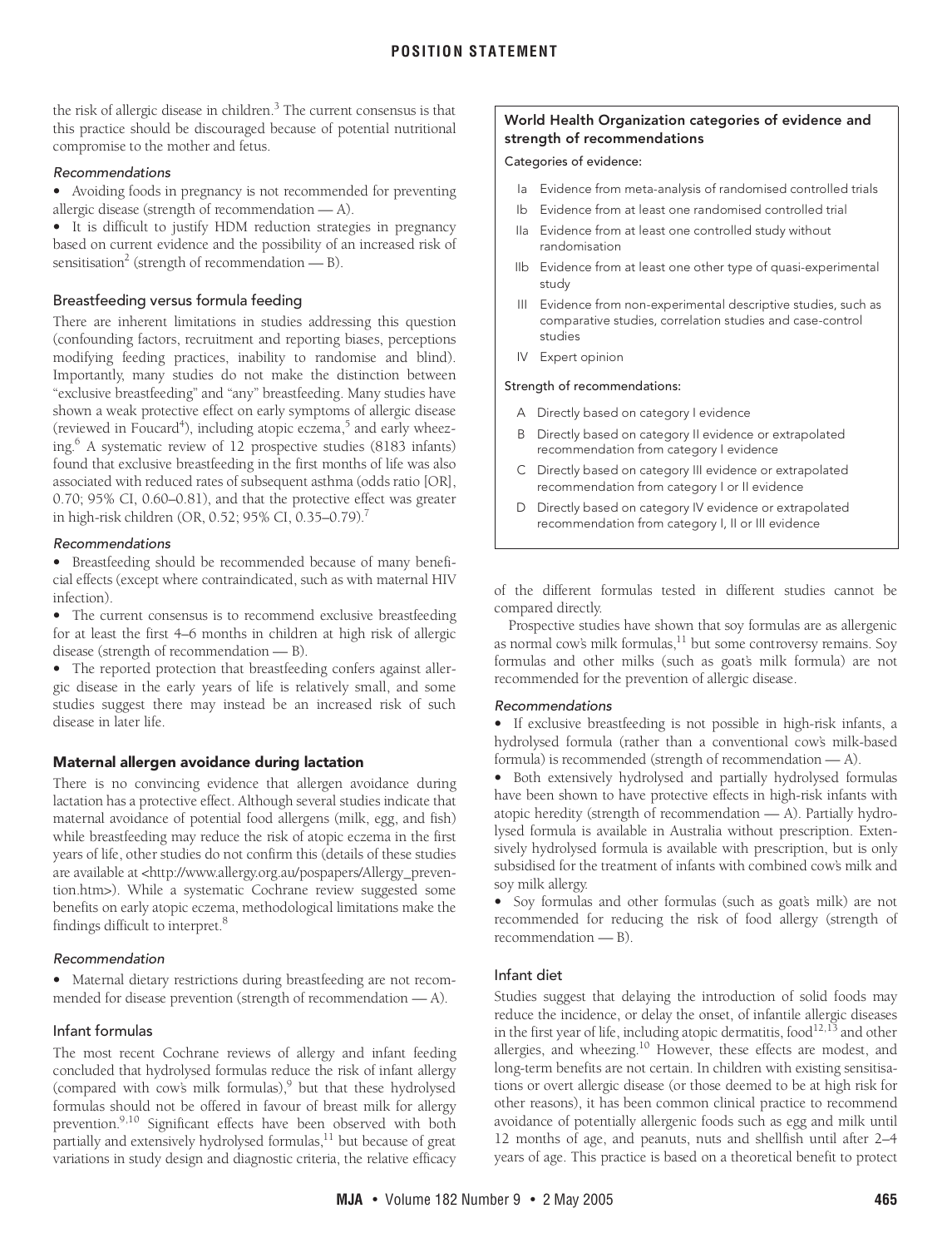the risk of allergic disease in children.[3] The current consensus is that this practice should be discouraged because of potential nutritional compromise to the mother and fetus.

#### *Recommendations*

- Avoiding foods in pregnancy is not recommended for preventing allergic disease (strength of recommendation — A).
- It is difficult to justify HDM reduction strategies in pregnancy based on current evidence and the possibility of an increased risk of sensitisation[2] (strength of recommendation — B).

### Breastfeeding versus formula feeding

There are inherent limitations in studies addressing this question (confounding factors, recruitment and reporting biases, perceptions modifying feeding practices, inability to randomise and blind). Importantly, many studies do not make the distinction between "exclusive breastfeeding" and "any" breastfeeding. Many studies have shown a weak protective effect on early symptoms of allergic disease (reviewed in Foucard[4]), including atopic eczema,[5] and early wheezing.[6] A systematic review of 12 prospective studies (8183 infants) found that exclusive breastfeeding in the first months of life was also associated with reduced rates of subsequent asthma (odds ratio [OR], 0.70; 95% CI, 0.60–0.81), and that the protective effect was greater in high-risk children (OR, 0.52; 95% CI, 0.35–0.79).[7]

#### *Recommendations*

- Breastfeeding should be recommended because of many beneficial effects (except where contraindicated, such as with maternal HIV infection).
- The current consensus is to recommend exclusive breastfeeding for at least the first 4–6 months in children at high risk of allergic disease (strength of recommendation — B).
- The reported protection that breastfeeding confers against allergic disease in the early years of life is relatively small, and some studies suggest there may instead be an increased risk of such disease in later life.

## Maternal allergen avoidance during lactation

There is no convincing evidence that allergen avoidance during lactation has a protective effect. Although several studies indicate that maternal avoidance of potential food allergens (milk, egg, and fish) while breastfeeding may reduce the risk of atopic eczema in the first years of life, other studies do not confirm this (details of these studies are available at <http://www.allergy.org.au/pospapers/Allergy_prevention.htm>). While a systematic Cochrane review suggested some benefits on early atopic eczema, methodological limitations make the findings difficult to interpret.[8]

#### *Recommendation*

- Maternal dietary restrictions during breastfeeding are not recommended for disease prevention (strength of recommendation — A).

### Infant formulas

The most recent Cochrane reviews of allergy and infant feeding concluded that hydrolysed formulas reduce the risk of infant allergy (compared with cow's milk formulas),[9] but that these hydrolysed formulas should not be offered in favour of breast milk for allergy prevention.[9,10] Significant effects have been observed with both partially and extensively hydrolysed formulas,[11] but because of great variations in study design and diagnostic criteria, the relative efficacy of the different formulas tested in different studies cannot be compared directly.

Prospective studies have shown that soy formulas are as allergenic as normal cow's milk formulas,[11] but some controversy remains. Soy formulas and other milks (such as goat's milk formula) are not recommended for the prevention of allergic disease.

#### *Recommendations*

- If exclusive breastfeeding is not possible in high-risk infants, a hydrolysed formula (rather than a conventional cow's milk-based formula) is recommended (strength of recommendation — A).
- Both extensively hydrolysed and partially hydrolysed formulas have been shown to have protective effects in high-risk infants with atopic heredity (strength of recommendation — A). Partially hydrolysed formula is available in Australia without prescription. Extensively hydrolysed formula is available with prescription, but is only subsidised for the treatment of infants with combined cow's milk and soy milk allergy.
- Soy formulas and other formulas (such as goat's milk) are not recommended for reducing the risk of food allergy (strength of recommendation — B).

### Infant diet

Studies suggest that delaying the introduction of solid foods may reduce the incidence, or delay the onset, of infantile allergic diseases in the first year of life, including atopic dermatitis, food[12,13] and other allergies, and wheezing.[10] However, these effects are modest, and long-term benefits are not certain. In children with existing sensitisations or overt allergic disease (or those deemed to be at high risk for other reasons), it has been common clinical practice to recommend avoidance of potentially allergenic foods such as egg and milk until 12 months of age, and peanuts, nuts and shellfish until after 2–4 years of age. This practice is based on a theoretical benefit to protect

**World Health Organization categories of evidence and strength of recommendations**

Categories of evidence:

- Ia Evidence from meta-analysis of randomised controlled trials
- Ib Evidence from at least one randomised controlled trial
- IIa Evidence from at least one controlled study without randomisation
- IIb Evidence from at least one other type of quasi-experimental study
- III Evidence from non-experimental descriptive studies, such as comparative studies, correlation studies and case-control studies
- IV Expert opinion

Strength of recommendations:

- A Directly based on category I evidence
- B Directly based on category II evidence or extrapolated recommendation from category I evidence
- C Directly based on category III evidence or extrapolated recommendation from category I or II evidence
- D Directly based on category IV evidence or extrapolated recommendation from category I, II or III evidence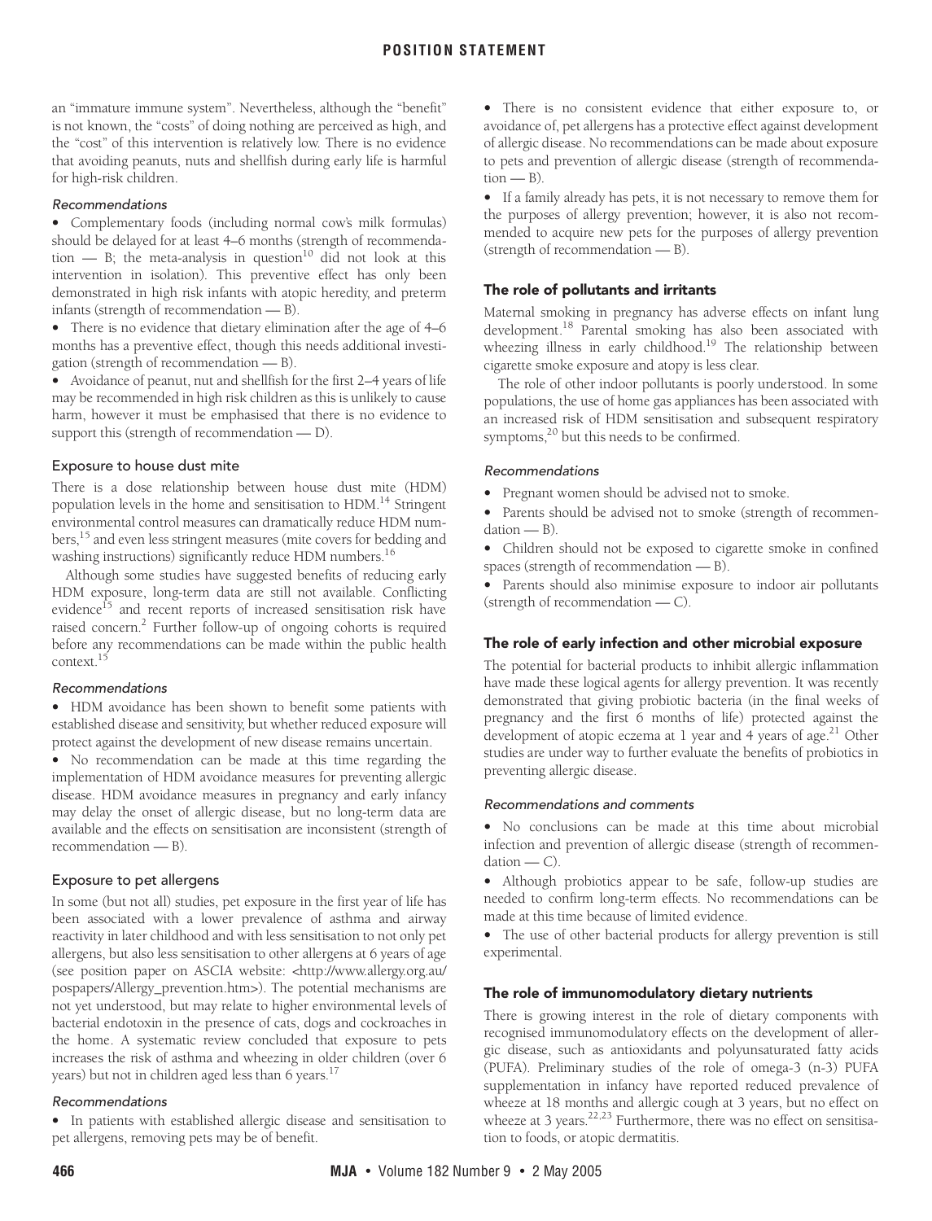an "immature immune system". Nevertheless, although the "benefit" is not known, the "costs" of doing nothing are perceived as high, and the "cost" of this intervention is relatively low. There is no evidence that avoiding peanuts, nuts and shellfish during early life is harmful for high-risk children.

*Recommendations*

- Complementary foods (including normal cow's milk formulas) should be delayed for at least 4–6 months (strength of recommendation — B; the meta-analysis in question[10] did not look at this intervention in isolation). This preventive effect has only been demonstrated in high risk infants with atopic heredity, and preterm infants (strength of recommendation — B).
- There is no evidence that dietary elimination after the age of 4–6 months has a preventive effect, though this needs additional investigation (strength of recommendation — B).
- Avoidance of peanut, nut and shellfish for the first 2–4 years of life may be recommended in high risk children as this is unlikely to cause harm, however it must be emphasised that there is no evidence to support this (strength of recommendation — D).

### Exposure to house dust mite

There is a dose relationship between house dust mite (HDM) population levels in the home and sensitisation to HDM.[14] Stringent environmental control measures can dramatically reduce HDM numbers,[15] and even less stringent measures (mite covers for bedding and washing instructions) significantly reduce HDM numbers.[16]

Although some studies have suggested benefits of reducing early HDM exposure, long-term data are still not available. Conflicting evidence[15] and recent reports of increased sensitisation risk have raised concern.[2] Further follow-up of ongoing cohorts is required before any recommendations can be made within the public health context.[15]

*Recommendations*

- HDM avoidance has been shown to benefit some patients with established disease and sensitivity, but whether reduced exposure will protect against the development of new disease remains uncertain.
- No recommendation can be made at this time regarding the implementation of HDM avoidance measures for preventing allergic disease. HDM avoidance measures in pregnancy and early infancy may delay the onset of allergic disease, but no long-term data are available and the effects on sensitisation are inconsistent (strength of recommendation — B).

### Exposure to pet allergens

In some (but not all) studies, pet exposure in the first year of life has been associated with a lower prevalence of asthma and airway reactivity in later childhood and with less sensitisation to not only pet allergens, but also less sensitisation to other allergens at 6 years of age (see position paper on ASCIA website: <http://www.allergy.org.au/pospapers/Allergy_prevention.htm>). The potential mechanisms are not yet understood, but may relate to higher environmental levels of bacterial endotoxin in the presence of cats, dogs and cockroaches in the home. A systematic review concluded that exposure to pets increases the risk of asthma and wheezing in older children (over 6 years) but not in children aged less than 6 years.[17]

*Recommendations*

- In patients with established allergic disease and sensitisation to pet allergens, removing pets may be of benefit.
- There is no consistent evidence that either exposure to, or avoidance of, pet allergens has a protective effect against development of allergic disease. No recommendations can be made about exposure to pets and prevention of allergic disease (strength of recommendation — B).
- If a family already has pets, it is not necessary to remove them for the purposes of allergy prevention; however, it is also not recommended to acquire new pets for the purposes of allergy prevention (strength of recommendation — B).

## The role of pollutants and irritants

Maternal smoking in pregnancy has adverse effects on infant lung development.[18] Parental smoking has also been associated with wheezing illness in early childhood.[19] The relationship between cigarette smoke exposure and atopy is less clear.

The role of other indoor pollutants is poorly understood. In some populations, the use of home gas appliances has been associated with an increased risk of HDM sensitisation and subsequent respiratory symptoms,[20] but this needs to be confirmed.

*Recommendations*

- Pregnant women should be advised not to smoke.
- Parents should be advised not to smoke (strength of recommendation — B).
- Children should not be exposed to cigarette smoke in confined spaces (strength of recommendation — B).
- Parents should also minimise exposure to indoor air pollutants (strength of recommendation — C).

## The role of early infection and other microbial exposure

The potential for bacterial products to inhibit allergic inflammation have made these logical agents for allergy prevention. It was recently demonstrated that giving probiotic bacteria (in the final weeks of pregnancy and the first 6 months of life) protected against the development of atopic eczema at 1 year and 4 years of age.[21] Other studies are under way to further evaluate the benefits of probiotics in preventing allergic disease.

*Recommendations and comments*

- No conclusions can be made at this time about microbial infection and prevention of allergic disease (strength of recommendation — C).
- Although probiotics appear to be safe, follow-up studies are needed to confirm long-term effects. No recommendations can be made at this time because of limited evidence.
- The use of other bacterial products for allergy prevention is still experimental.

## The role of immunomodulatory dietary nutrients

There is growing interest in the role of dietary components with recognised immunomodulatory effects on the development of allergic disease, such as antioxidants and polyunsaturated fatty acids (PUFA). Preliminary studies of the role of omega-3 (n-3) PUFA supplementation in infancy have reported reduced prevalence of wheeze at 18 months and allergic cough at 3 years, but no effect on wheeze at 3 years.[22,23] Furthermore, there was no effect on sensitisation to foods, or atopic dermatitis.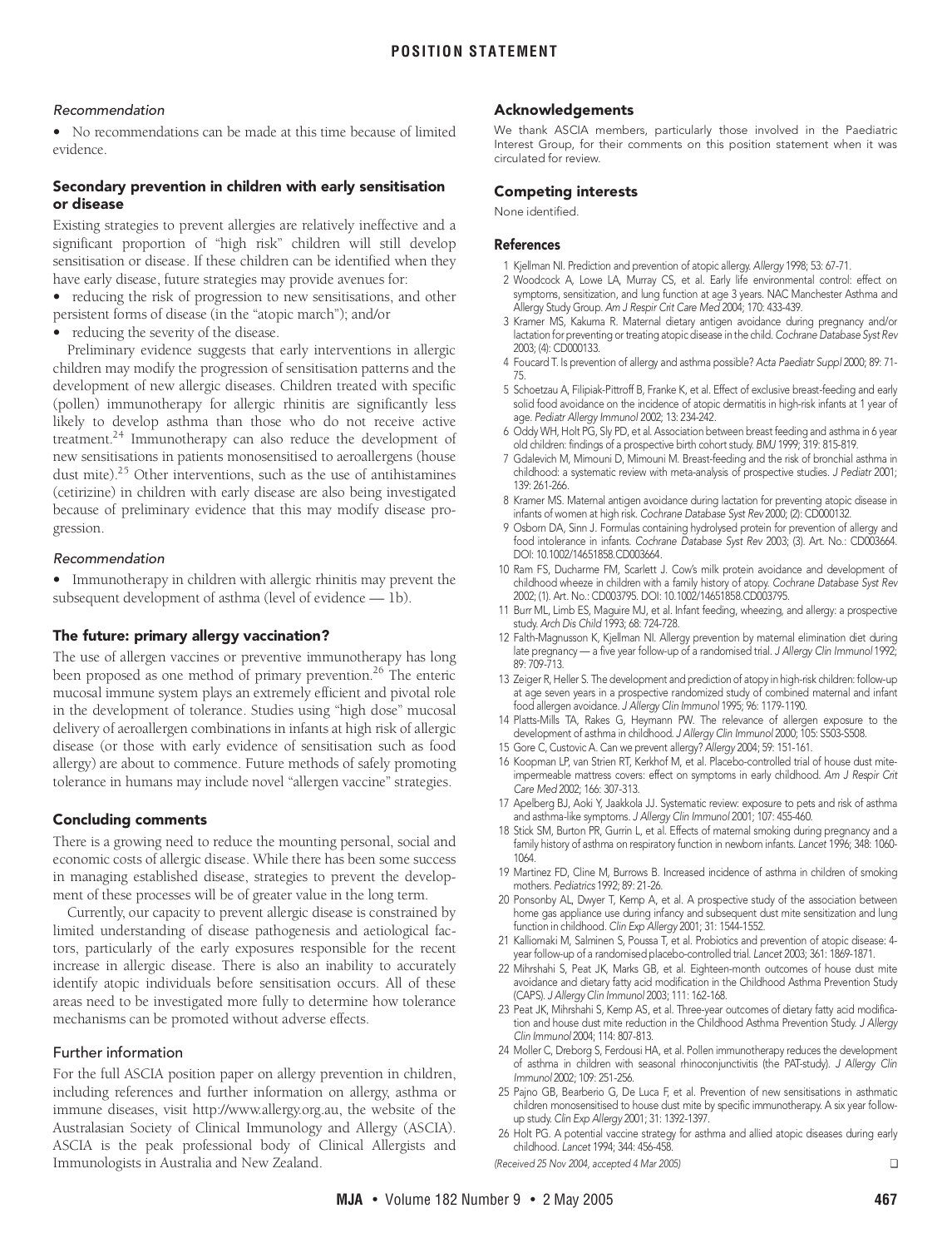*Recommendation*

- No recommendations can be made at this time because of limited evidence.

### Secondary prevention in children with early sensitisation or disease

Existing strategies to prevent allergies are relatively ineffective and a significant proportion of "high risk" children will still develop sensitisation or disease. If these children can be identified when they have early disease, future strategies may provide avenues for:

- reducing the risk of progression to new sensitisations, and other persistent forms of disease (in the "atopic march"); and/or
- reducing the severity of the disease.

Preliminary evidence suggests that early interventions in allergic children may modify the progression of sensitisation patterns and the development of new allergic diseases. Children treated with specific (pollen) immunotherapy for allergic rhinitis are significantly less likely to develop asthma than those who do not receive active treatment.[24] Immunotherapy can also reduce the development of new sensitisations in patients monosensitised to aeroallergens (house dust mite).[25] Other interventions, such as the use of antihistamines (cetirizine) in children with early disease are also being investigated because of preliminary evidence that this may modify disease progression.

*Recommendation*

- Immunotherapy in children with allergic rhinitis may prevent the subsequent development of asthma (level of evidence — 1b).

### The future: primary allergy vaccination?

The use of allergen vaccines or preventive immunotherapy has long been proposed as one method of primary prevention.[26] The enteric mucosal immune system plays an extremely efficient and pivotal role in the development of tolerance. Studies using "high dose" mucosal delivery of aeroallergen combinations in infants at high risk of allergic disease (or those with early evidence of sensitisation such as food allergy) are about to commence. Future methods of safely promoting tolerance in humans may include novel "allergen vaccine" strategies.

### Concluding comments

There is a growing need to reduce the mounting personal, social and economic costs of allergic disease. While there has been some success in managing established disease, strategies to prevent the development of these processes will be of greater value in the long term.

Currently, our capacity to prevent allergic disease is constrained by limited understanding of disease pathogenesis and aetiological factors, particularly of the early exposures responsible for the recent increase in allergic disease. There is also an inability to accurately identify atopic individuals before sensitisation occurs. All of these areas need to be investigated more fully to determine how tolerance mechanisms can be promoted without adverse effects.

### Further information

For the full ASCIA position paper on allergy prevention in children, including references and further information on allergy, asthma or immune diseases, visit http://www.allergy.org.au, the website of the Australasian Society of Clinical Immunology and Allergy (ASCIA). ASCIA is the peak professional body of Clinical Allergists and Immunologists in Australia and New Zealand.

### Acknowledgements

We thank ASCIA members, particularly those involved in the Paediatric Interest Group, for their comments on this position statement when it was circulated for review.

### Competing interests

None identified.

### References

1. Kjellman NI. Prediction and prevention of atopic allergy. *Allergy* 1998; 53: 67-71.
2. Woodcock A, Lowe LA, Murray CS, et al. Early life environmental control: effect on symptoms, sensitization, and lung function at age 3 years. NAC Manchester Asthma and Allergy Study Group. *Am J Respir Crit Care Med* 2004; 170: 433-439.
3. Kramer MS, Kakuma R. Maternal dietary antigen avoidance during pregnancy and/or lactation for preventing or treating atopic disease in the child. *Cochrane Database Syst Rev* 2003; (4): CD000133.
4. Foucard T. Is prevention of allergy and asthma possible? *Acta Paediatr Suppl* 2000; 89: 71-75.
5. Schoetzau A, Filipiak-Pittroff B, Franke K, et al. Effect of exclusive breast-feeding and early solid food avoidance on the incidence of atopic dermatitis in high-risk infants at 1 year of age. *Pediatr Allergy Immunol* 2002; 13: 234-242.
6. Oddy WH, Holt PG, Sly PD, et al. Association between breast feeding and asthma in 6 year old children: findings of a prospective birth cohort study. *BMJ* 1999; 319: 815-819.
7. Gdalevich M, Mimouni D, Mimouni M. Breast-feeding and the risk of bronchial asthma in childhood: a systematic review with meta-analysis of prospective studies. *J Pediatr* 2001; 139: 261-266.
8. Kramer MS. Maternal antigen avoidance during lactation for preventing atopic disease in infants of women at high risk. *Cochrane Database Syst Rev* 2000; (2): CD000132.
9. Osborn DA, Sinn J. Formulas containing hydrolysed protein for prevention of allergy and food intolerance in infants. *Cochrane Database Syst Rev* 2003; (3). Art. No.: CD003664. DOI: 10.1002/14651858.CD003664.
10. Ram FS, Ducharme FM, Scarlett J. Cow's milk protein avoidance and development of childhood wheeze in children with a family history of atopy. *Cochrane Database Syst Rev* 2002; (1). Art. No.: CD003795. DOI: 10.1002/14651858.CD003795.
11. Burr ML, Limb ES, Maguire MJ, et al. Infant feeding, wheezing, and allergy: a prospective study. *Arch Dis Child* 1993; 68: 724-728.
12. Falth-Magnusson K, Kjellman NI. Allergy prevention by maternal elimination diet during late pregnancy — a five year follow-up of a randomised trial. *J Allergy Clin Immunol* 1992; 89: 709-713.
13. Zeiger R, Heller S. The development and prediction of atopy in high-risk children: follow-up at age seven years in a prospective randomized study of combined maternal and infant food allergen avoidance. *J Allergy Clin Immunol* 1995; 96: 1179-1190.
14. Platts-Mills TA, Rakes G, Heymann PW. The relevance of allergen exposure to the development of asthma in childhood. *J Allergy Clin Immunol* 2000; 105: S503-S508.
15. Gore C, Custovic A. Can we prevent allergy? *Allergy* 2004; 59: 151-161.
16. Koopman LP, van Strien RT, Kerkhof M, et al. Placebo-controlled trial of house dust mite-impermeable mattress covers: effect on symptoms in early childhood. *Am J Respir Crit Care Med* 2002; 166: 307-313.
17. Apelberg BJ, Aoki Y, Jaakkola JJ. Systematic review: exposure to pets and risk of asthma and asthma-like symptoms. *J Allergy Clin Immunol* 2001; 107: 455-460.
18. Stick SM, Burton PR, Gurrin L, et al. Effects of maternal smoking during pregnancy and a family history of asthma on respiratory function in newborn infants. *Lancet* 1996; 348: 1060-1064.
19. Martinez FD, Cline M, Burrows B. Increased incidence of asthma in children of smoking mothers. *Pediatrics* 1992; 89: 21-26.
20. Ponsonby AL, Dwyer T, Kemp A, et al. A prospective study of the association between home gas appliance use during infancy and subsequent dust mite sensitization and lung function in childhood. *Clin Exp Allergy* 2001; 31: 1544-1552.
21. Kalliomaki M, Salminen S, Poussa T, et al. Probiotics and prevention of atopic disease: 4-year follow-up of a randomised placebo-controlled trial. *Lancet* 2003; 361: 1869-1871.
22. Mihrshahi S, Peat JK, Marks GB, et al. Eighteen-month outcomes of house dust mite avoidance and dietary fatty acid modification in the Childhood Asthma Prevention Study (CAPS). *J Allergy Clin Immunol* 2003; 111: 162-168.
23. Peat JK, Mihrshahi S, Kemp AS, et al. Three-year outcomes of dietary fatty acid modification and house dust mite reduction in the Childhood Asthma Prevention Study. *J Allergy Clin Immunol* 2004; 114: 807-813.
24. Moller C, Dreborg S, Ferdousi HA, et al. Pollen immunotherapy reduces the development of asthma in children with seasonal rhinoconjunctivitis (the PAT-study). *J Allergy Clin Immunol* 2002; 109: 251-256.
25. Pajno GB, Bearberio G, De Luca F, et al. Prevention of new sensitisations in asthmatic children monosensitised to house dust mite by specific immunotherapy. A six year follow-up study. *Clin Exp Allergy* 2001; 31: 1392-1397.
26. Holt PG. A potential vaccine strategy for asthma and allied atopic diseases during early childhood. *Lancet* 1994; 344: 456-458.

*(Received 25 Nov 2004, accepted 4 Mar 2005)*